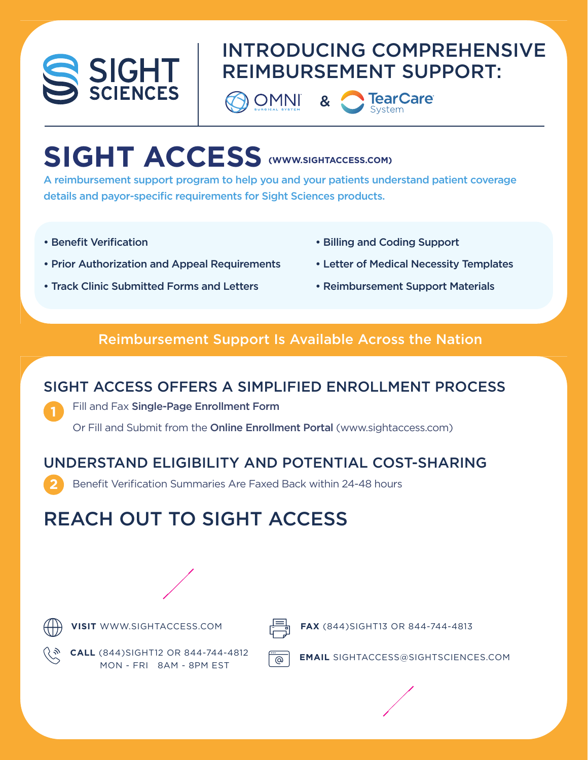SIGHT SCIENCES

# INTRODUCING COMPREHENSIVE REIMBURSEMENT SUPPORT:

OMNI SURGICAL SYSTEM & TearCare System

# SIGHT ACCESS (WWW.SIGHTACCESS.COM)

A reimbursement support program to help you and your patients understand patient coverage details and payor-specific requirements for Sight Sciences products.

- Benefit Verification
- Prior Authorization and Appeal Requirements
- Track Clinic Submitted Forms and Letters
- Billing and Coding Support
- Letter of Medical Necessity Templates
- Reimbursement Support Materials

Reimbursement Support Is Available Across the Nation

## SIGHT ACCESS OFFERS A SIMPLIFIED ENROLLMENT PROCESS

1. Fill and Fax **Single-Page Enrollment Form**

   Or Fill and Submit from the **Online Enrollment Portal** (www.sightaccess.com)

## UNDERSTAND ELIGIBILITY AND POTENTIAL COST-SHARING

2. Benefit Verification Summaries Are Faxed Back within 24-48 hours

## REACH OUT TO SIGHT ACCESS

**VISIT** WWW.SIGHTACCESS.COM

**CALL** (844)SIGHT12 OR 844-744-4812
MON - FRI 8AM - 8PM EST

**FAX** (844)SIGHT13 OR 844-744-4813

**EMAIL** SIGHTACCESS@SIGHTSCIENCES.COM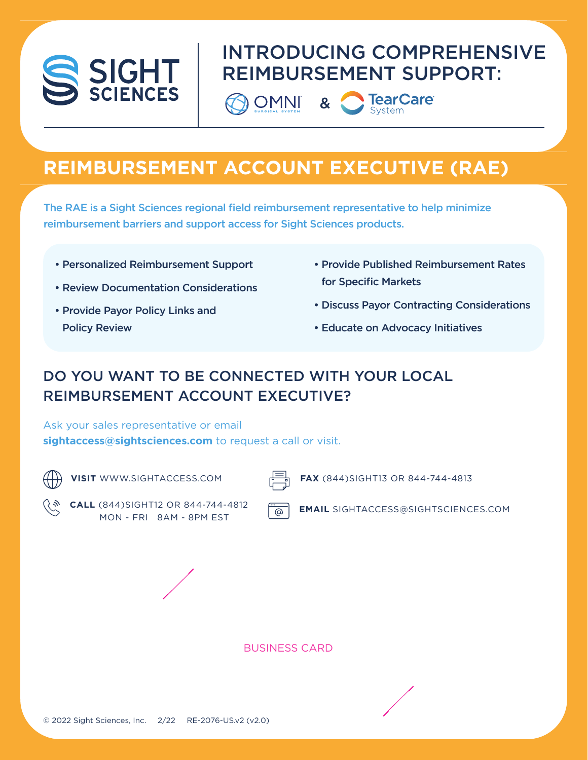SIGHT SCIENCES

# INTRODUCING COMPREHENSIVE REIMBURSEMENT SUPPORT:

OMNI SURGICAL SYSTEM & TearCare System

## REIMBURSEMENT ACCOUNT EXECUTIVE (RAE)

The RAE is a Sight Sciences regional field reimbursement representative to help minimize reimbursement barriers and support access for Sight Sciences products.

- Personalized Reimbursement Support
- Review Documentation Considerations
- Provide Payor Policy Links and Policy Review
- Provide Published Reimbursement Rates for Specific Markets
- Discuss Payor Contracting Considerations
- Educate on Advocacy Initiatives

## DO YOU WANT TO BE CONNECTED WITH YOUR LOCAL REIMBURSEMENT ACCOUNT EXECUTIVE?

Ask your sales representative or email **sightaccess@sightsciences.com** to request a call or visit.

**VISIT** WWW.SIGHTACCESS.COM

**CALL** (844)SIGHT12 OR 844-744-4812
MON - FRI 8AM - 8PM EST

**FAX** (844)SIGHT13 OR 844-744-4813

**EMAIL** SIGHTACCESS@SIGHTSCIENCES.COM

BUSINESS CARD

© 2022 Sight Sciences, Inc. 2/22 RE-2076-US.v2 (v2.0)